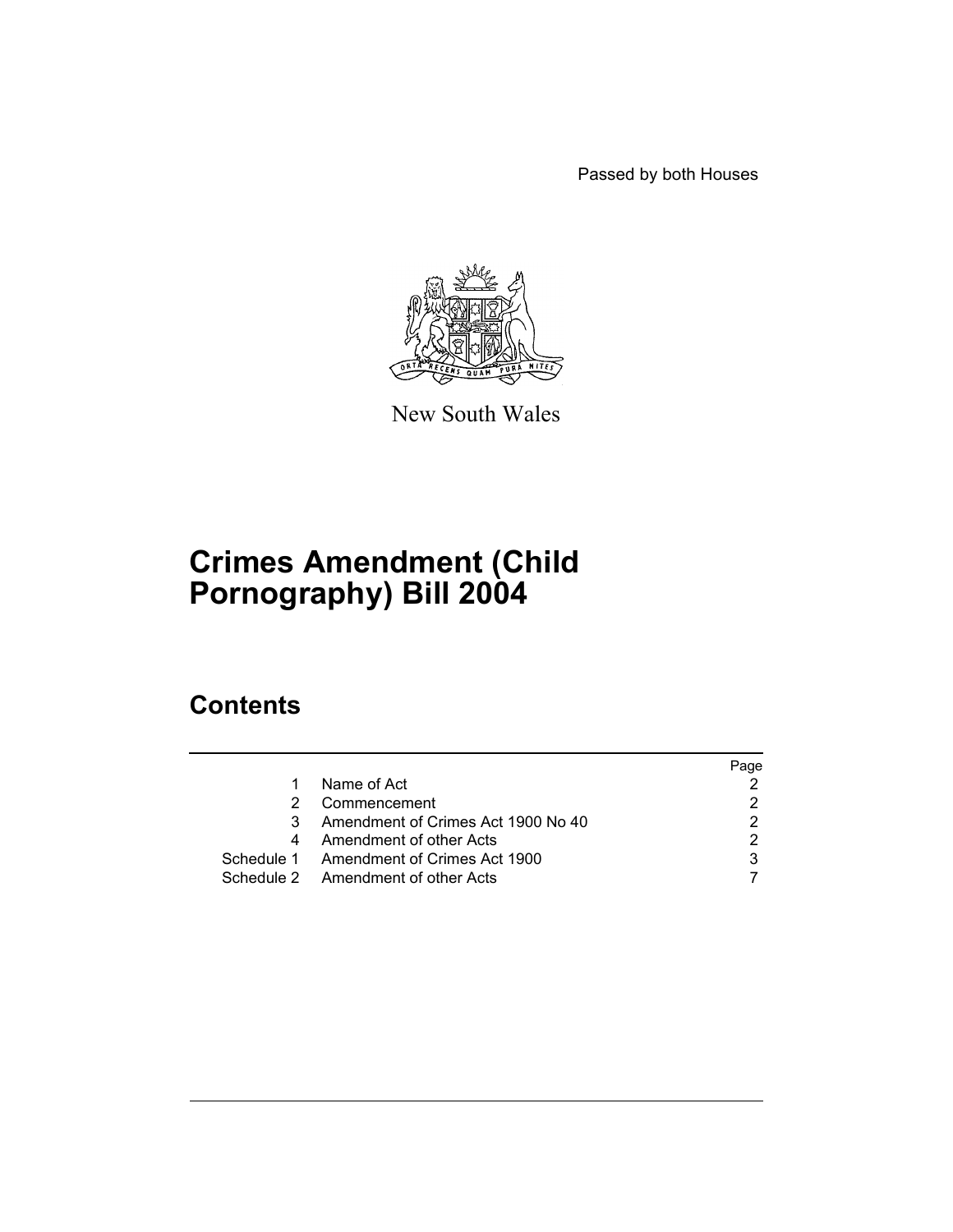Passed by both Houses

New South Wales

# Crimes Amendment (Child Pornography) Bill 2004

## Contents

| | | Page |
|---|---|---|
| 1 | Name of Act | 2 |
| 2 | Commencement | 2 |
| 3 | Amendment of Crimes Act 1900 No 40 | 2 |
| 4 | Amendment of other Acts | 2 |
| Schedule 1 | Amendment of Crimes Act 1900 | 3 |
| Schedule 2 | Amendment of other Acts | 7 |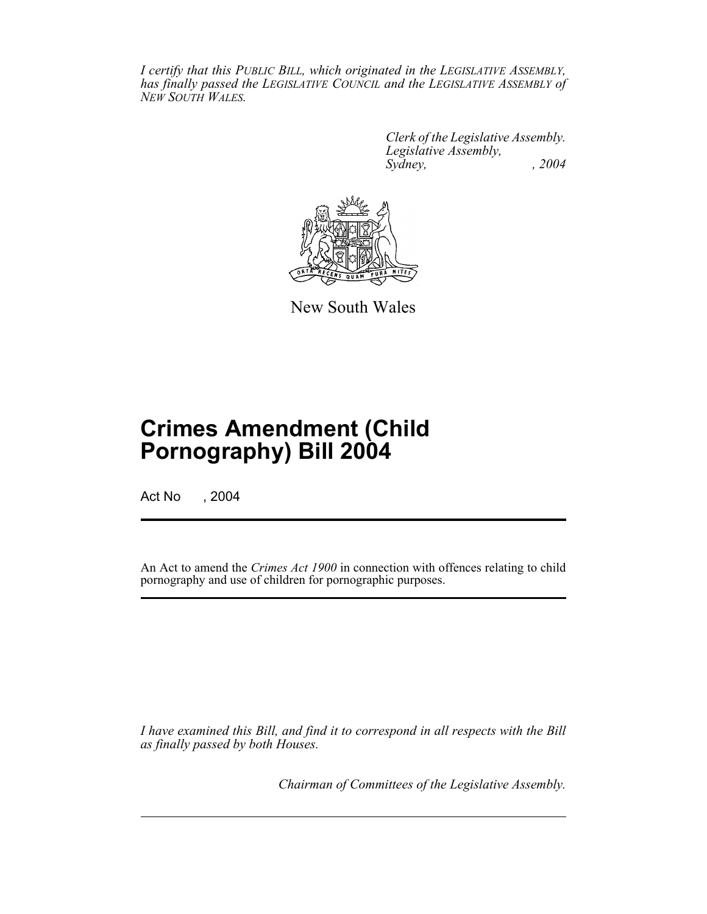*I certify that this PUBLIC BILL, which originated in the LEGISLATIVE ASSEMBLY, has finally passed the LEGISLATIVE COUNCIL and the LEGISLATIVE ASSEMBLY of NEW SOUTH WALES.*

*Clerk of the Legislative Assembly.*
*Legislative Assembly,*
*Sydney, , 2004*

New South Wales

# Crimes Amendment (Child Pornography) Bill 2004

Act No , 2004

An Act to amend the *Crimes Act 1900* in connection with offences relating to child pornography and use of children for pornographic purposes.

*I have examined this Bill, and find it to correspond in all respects with the Bill as finally passed by both Houses.*

*Chairman of Committees of the Legislative Assembly.*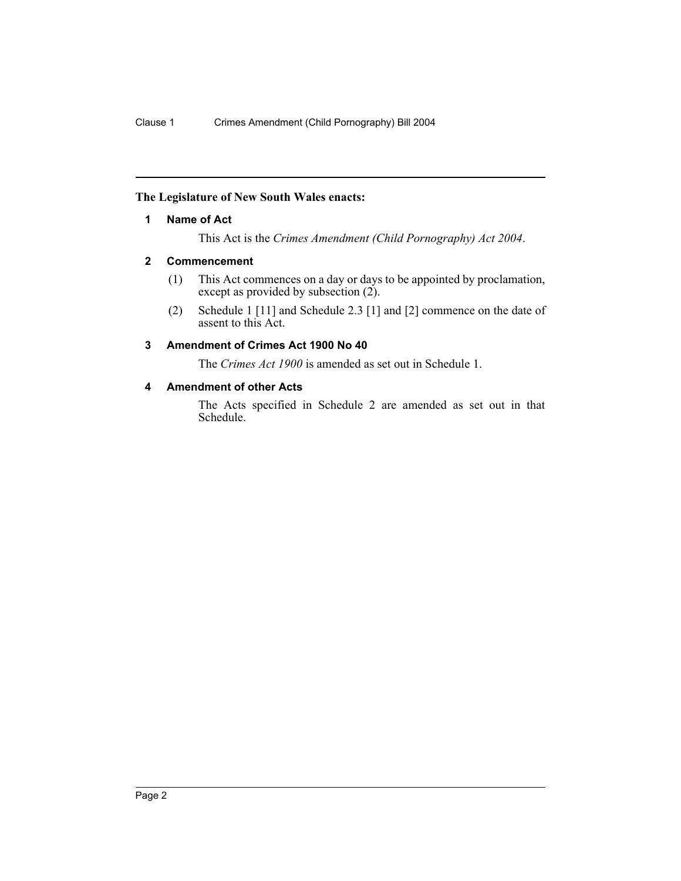**The Legislature of New South Wales enacts:**

## 1 Name of Act

This Act is the *Crimes Amendment (Child Pornography) Act 2004*.

## 2 Commencement

(1) This Act commences on a day or days to be appointed by proclamation, except as provided by subsection (2).

(2) Schedule 1 [11] and Schedule 2.3 [1] and [2] commence on the date of assent to this Act.

## 3 Amendment of Crimes Act 1900 No 40

The *Crimes Act 1900* is amended as set out in Schedule 1.

## 4 Amendment of other Acts

The Acts specified in Schedule 2 are amended as set out in that Schedule.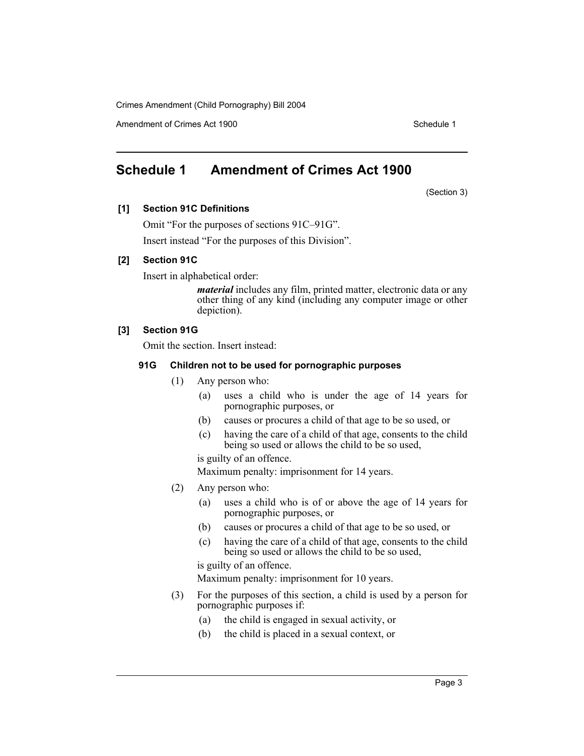# Schedule 1 Amendment of Crimes Act 1900

(Section 3)

**[1] Section 91C Definitions**

Omit "For the purposes of sections 91C–91G".

Insert instead "For the purposes of this Division".

**[2] Section 91C**

Insert in alphabetical order:

> ***material*** includes any film, printed matter, electronic data or any other thing of any kind (including any computer image or other depiction).

**[3] Section 91G**

Omit the section. Insert instead:

**91G Children not to be used for pornographic purposes**

(1) Any person who:

(a) uses a child who is under the age of 14 years for pornographic purposes, or

(b) causes or procures a child of that age to be so used, or

(c) having the care of a child of that age, consents to the child being so used or allows the child to be so used,

is guilty of an offence.

Maximum penalty: imprisonment for 14 years.

(2) Any person who:

(a) uses a child who is of or above the age of 14 years for pornographic purposes, or

(b) causes or procures a child of that age to be so used, or

(c) having the care of a child of that age, consents to the child being so used or allows the child to be so used,

is guilty of an offence.

Maximum penalty: imprisonment for 10 years.

(3) For the purposes of this section, a child is used by a person for pornographic purposes if:

(a) the child is engaged in sexual activity, or

(b) the child is placed in a sexual context, or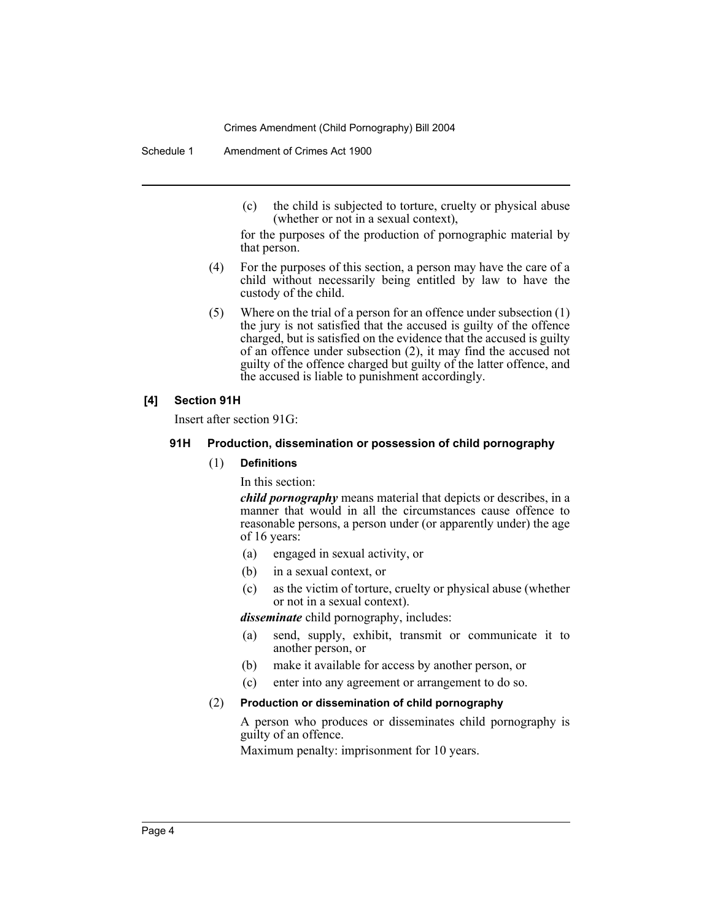(c) the child is subjected to torture, cruelty or physical abuse (whether or not in a sexual context),

for the purposes of the production of pornographic material by that person.

(4) For the purposes of this section, a person may have the care of a child without necessarily being entitled by law to have the custody of the child.

(5) Where on the trial of a person for an offence under subsection (1) the jury is not satisfied that the accused is guilty of the offence charged, but is satisfied on the evidence that the accused is guilty of an offence under subsection (2), it may find the accused not guilty of the offence charged but guilty of the latter offence, and the accused is liable to punishment accordingly.

**[4] Section 91H**

Insert after section 91G:

**91H Production, dissemination or possession of child pornography**

(1) **Definitions**

In this section:

***child pornography*** means material that depicts or describes, in a manner that would in all the circumstances cause offence to reasonable persons, a person under (or apparently under) the age of 16 years:

(a) engaged in sexual activity, or

(b) in a sexual context, or

(c) as the victim of torture, cruelty or physical abuse (whether or not in a sexual context).

***disseminate*** child pornography, includes:

(a) send, supply, exhibit, transmit or communicate it to another person, or

(b) make it available for access by another person, or

(c) enter into any agreement or arrangement to do so.

(2) **Production or dissemination of child pornography**

A person who produces or disseminates child pornography is guilty of an offence.

Maximum penalty: imprisonment for 10 years.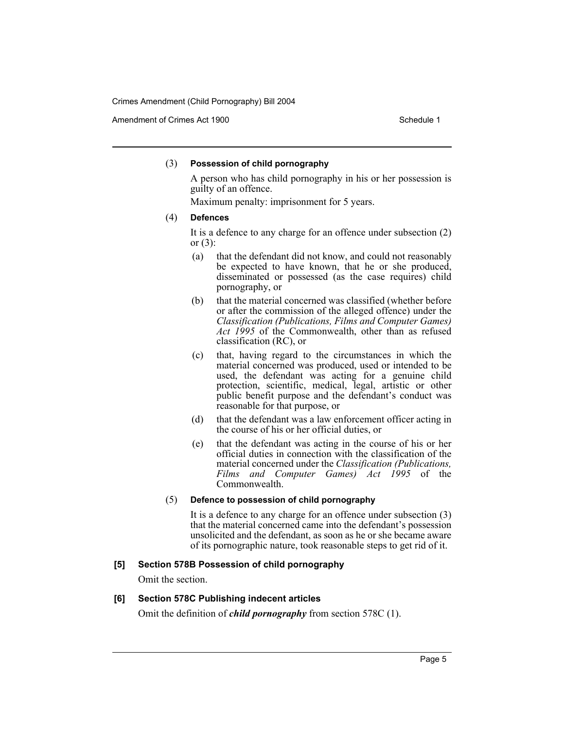(3) **Possession of child pornography**

A person who has child pornography in his or her possession is guilty of an offence.

Maximum penalty: imprisonment for 5 years.

(4) **Defences**

It is a defence to any charge for an offence under subsection (2) or (3):

(a) that the defendant did not know, and could not reasonably be expected to have known, that he or she produced, disseminated or possessed (as the case requires) child pornography, or

(b) that the material concerned was classified (whether before or after the commission of the alleged offence) under the *Classification (Publications, Films and Computer Games) Act 1995* of the Commonwealth, other than as refused classification (RC), or

(c) that, having regard to the circumstances in which the material concerned was produced, used or intended to be used, the defendant was acting for a genuine child protection, scientific, medical, legal, artistic or other public benefit purpose and the defendant's conduct was reasonable for that purpose, or

(d) that the defendant was a law enforcement officer acting in the course of his or her official duties, or

(e) that the defendant was acting in the course of his or her official duties in connection with the classification of the material concerned under the *Classification (Publications, Films and Computer Games) Act 1995* of the Commonwealth.

(5) **Defence to possession of child pornography**

It is a defence to any charge for an offence under subsection (3) that the material concerned came into the defendant's possession unsolicited and the defendant, as soon as he or she became aware of its pornographic nature, took reasonable steps to get rid of it.

**[5] Section 578B Possession of child pornography**

Omit the section.

**[6] Section 578C Publishing indecent articles**

Omit the definition of ***child pornography*** from section 578C (1).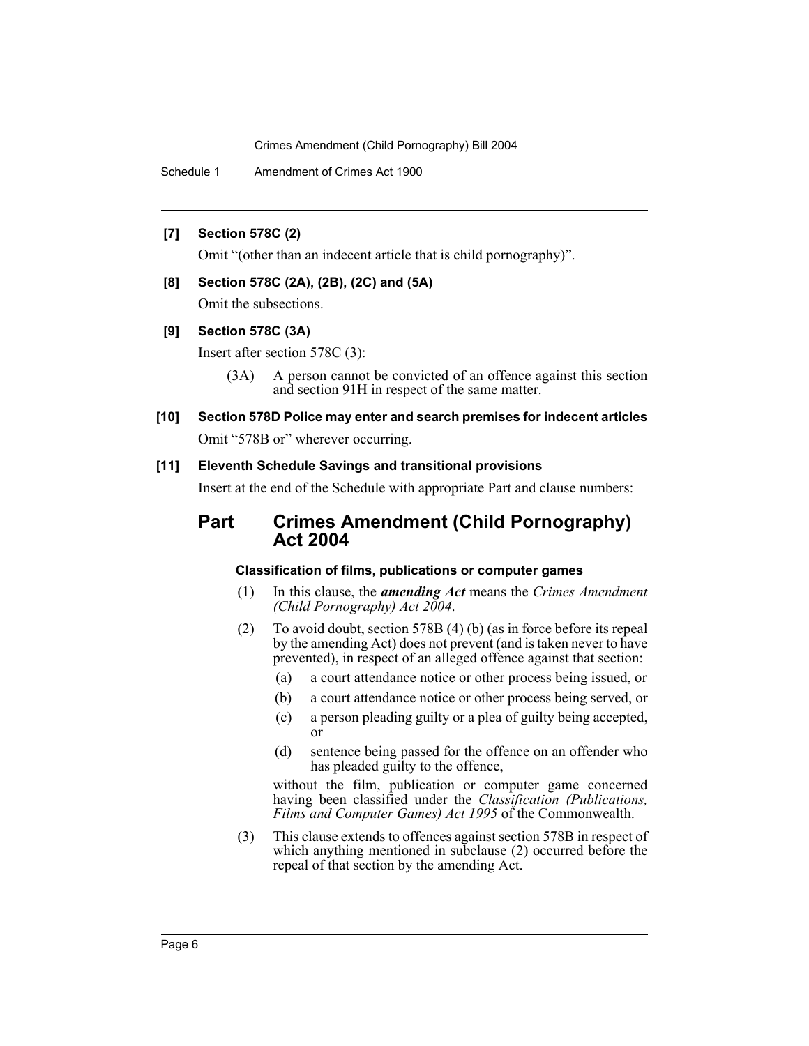**[7] Section 578C (2)**

Omit "(other than an indecent article that is child pornography)".

**[8] Section 578C (2A), (2B), (2C) and (5A)**

Omit the subsections.

**[9] Section 578C (3A)**

Insert after section 578C (3):

> (3A) A person cannot be convicted of an offence against this section and section 91H in respect of the same matter.

**[10] Section 578D Police may enter and search premises for indecent articles**

Omit "578B or" wherever occurring.

**[11] Eleventh Schedule Savings and transitional provisions**

Insert at the end of the Schedule with appropriate Part and clause numbers:

## Part Crimes Amendment (Child Pornography) Act 2004

**Classification of films, publications or computer games**

(1) In this clause, the ***amending Act*** means the *Crimes Amendment (Child Pornography) Act 2004*.

(2) To avoid doubt, section 578B (4) (b) (as in force before its repeal by the amending Act) does not prevent (and is taken never to have prevented), in respect of an alleged offence against that section:

- (a) a court attendance notice or other process being issued, or
- (b) a court attendance notice or other process being served, or
- (c) a person pleading guilty or a plea of guilty being accepted, or
- (d) sentence being passed for the offence on an offender who has pleaded guilty to the offence,

without the film, publication or computer game concerned having been classified under the *Classification (Publications, Films and Computer Games) Act 1995* of the Commonwealth.

(3) This clause extends to offences against section 578B in respect of which anything mentioned in subclause (2) occurred before the repeal of that section by the amending Act.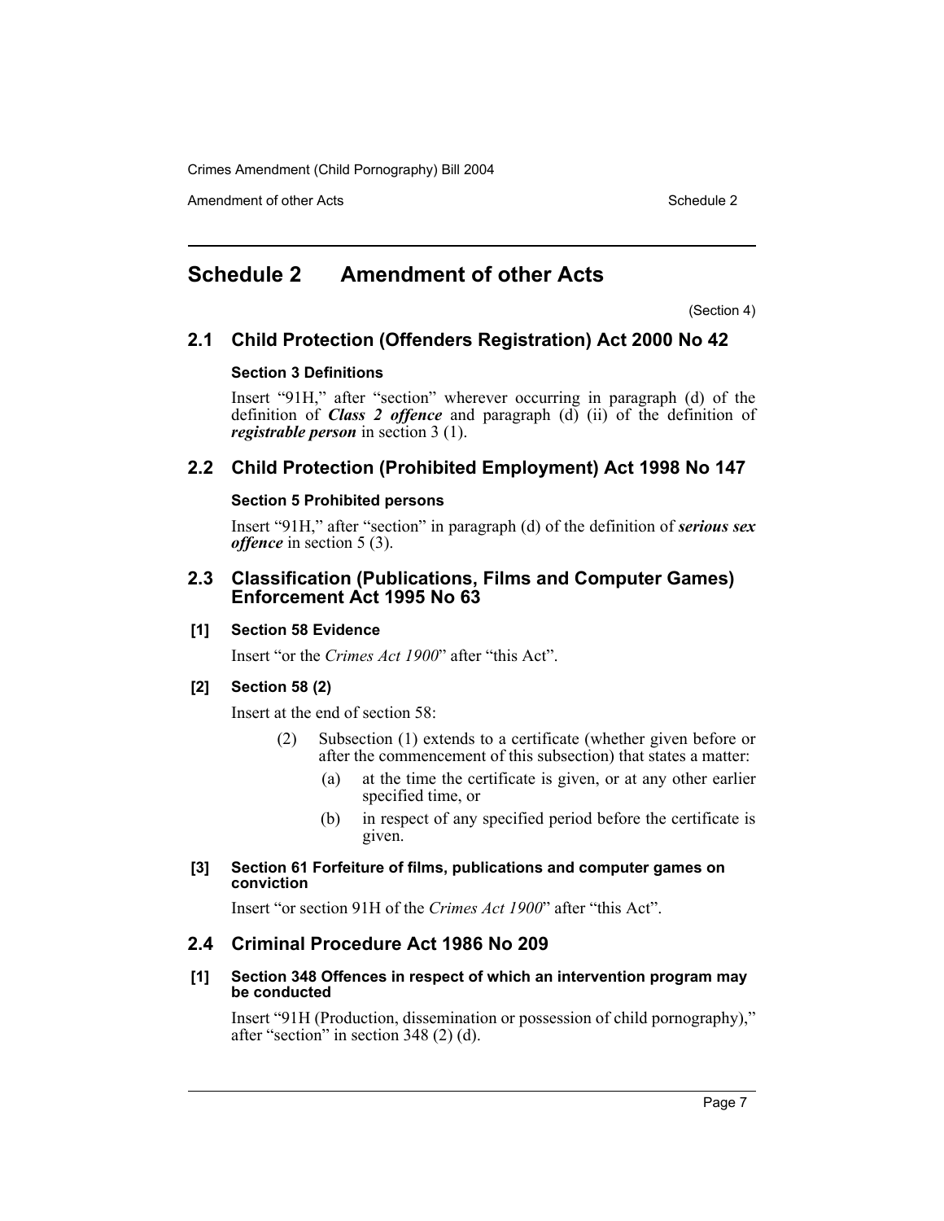# Schedule 2 Amendment of other Acts

(Section 4)

## 2.1 Child Protection (Offenders Registration) Act 2000 No 42

### Section 3 Definitions

Insert "91H," after "section" wherever occurring in paragraph (d) of the definition of ***Class 2 offence*** and paragraph (d) (ii) of the definition of ***registrable person*** in section 3 (1).

## 2.2 Child Protection (Prohibited Employment) Act 1998 No 147

### Section 5 Prohibited persons

Insert "91H," after "section" in paragraph (d) of the definition of ***serious sex offence*** in section 5 (3).

## 2.3 Classification (Publications, Films and Computer Games) Enforcement Act 1995 No 63

### [1] Section 58 Evidence

Insert "or the *Crimes Act 1900*" after "this Act".

### [2] Section 58 (2)

Insert at the end of section 58:

> (2) Subsection (1) extends to a certificate (whether given before or after the commencement of this subsection) that states a matter:
>
> (a) at the time the certificate is given, or at any other earlier specified time, or
>
> (b) in respect of any specified period before the certificate is given.

### [3] Section 61 Forfeiture of films, publications and computer games on conviction

Insert "or section 91H of the *Crimes Act 1900*" after "this Act".

## 2.4 Criminal Procedure Act 1986 No 209

### [1] Section 348 Offences in respect of which an intervention program may be conducted

Insert "91H (Production, dissemination or possession of child pornography)," after "section" in section 348 (2) (d).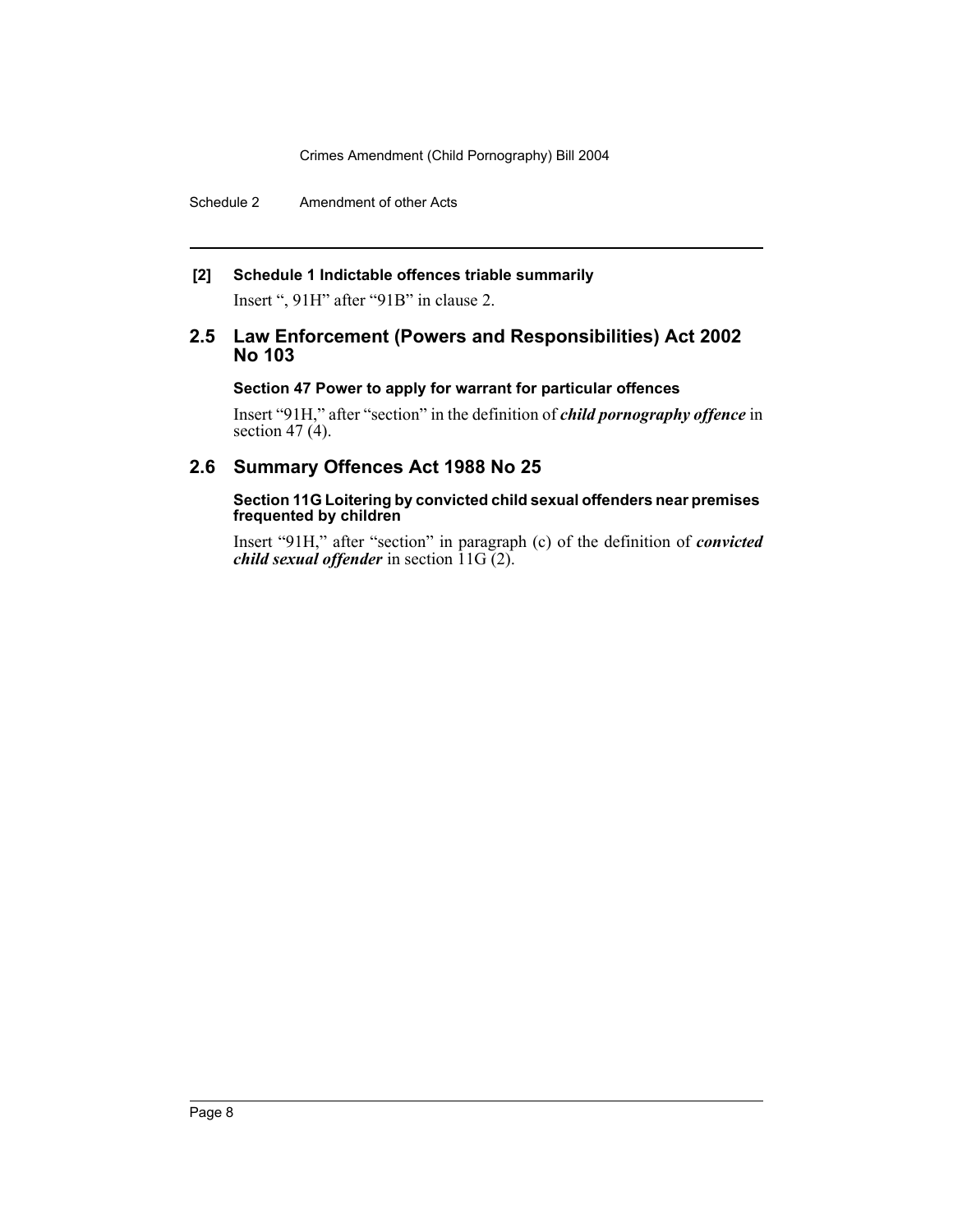**[2] Schedule 1 Indictable offences triable summarily**

Insert ", 91H" after "91B" in clause 2.

## 2.5 Law Enforcement (Powers and Responsibilities) Act 2002 No 103

**Section 47 Power to apply for warrant for particular offences**

Insert "91H," after "section" in the definition of ***child pornography offence*** in section 47 (4).

## 2.6 Summary Offences Act 1988 No 25

**Section 11G Loitering by convicted child sexual offenders near premises frequented by children**

Insert "91H," after "section" in paragraph (c) of the definition of ***convicted child sexual offender*** in section 11G (2).